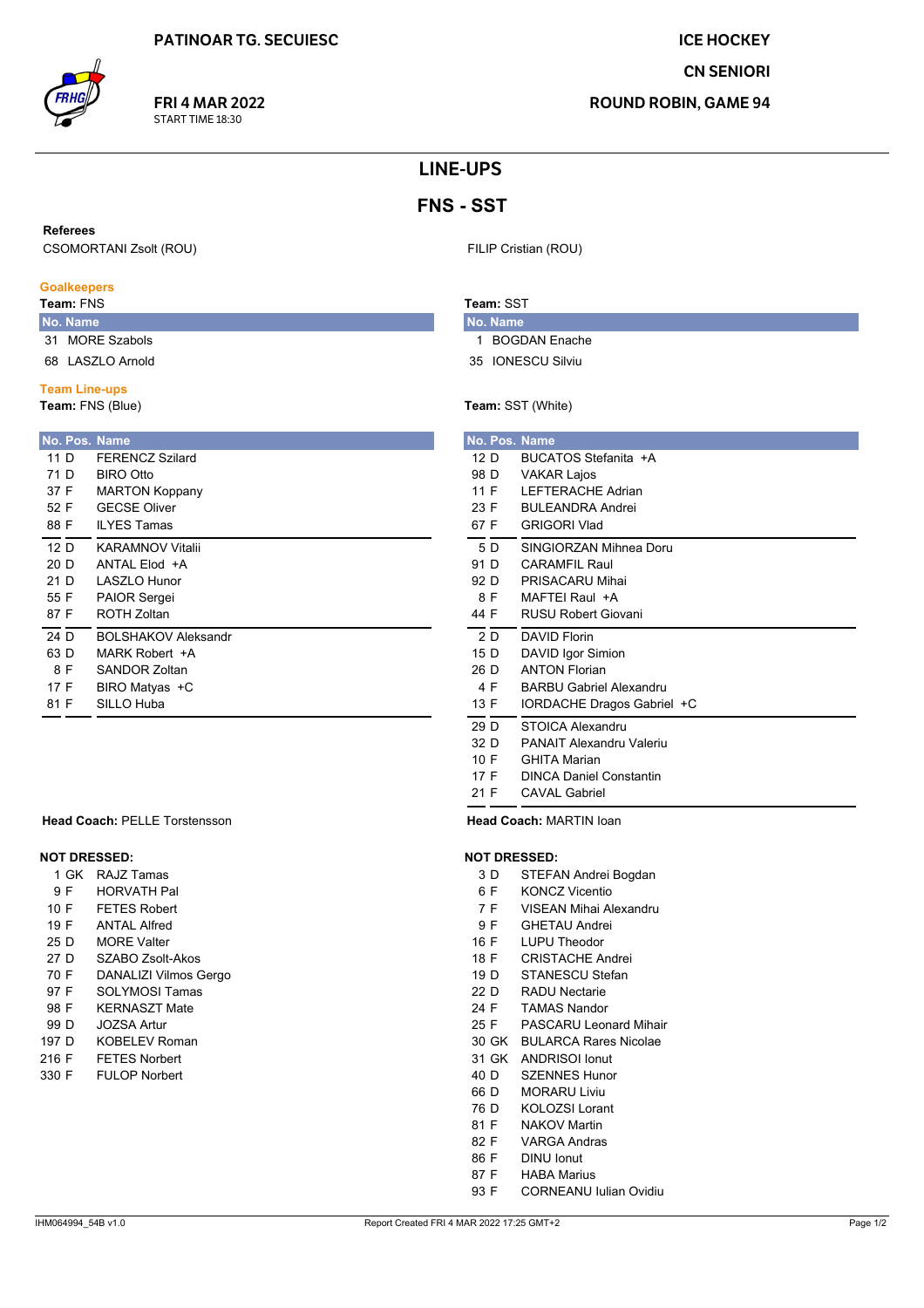PATINOAR TG. SECUIESC

**FRI 4 MAR 2022**
START TIME 18:30

**ICE HOCKEY**
**CN SENIORI**
**ROUND ROBIN, GAME 94**

# LINE-UPS

## FNS - SST

**Referees**

CSOMORTANI Zsolt (ROU)

FILIP Cristian (ROU)

### Goalkeepers

**Team:** FNS

| No. | Name |
|---|---|
| 31 | MORE Szabols |
| 68 | LASZLO Arnold |

**Team:** SST

| No. | Name |
|---|---|
| 1 | BOGDAN Enache |
| 35 | IONESCU Silviu |

### Team Line-ups

**Team:** FNS (Blue)

| No. | Pos. | Name |
|---|---|---|
| 11 | D | FERENCZ Szilard |
| 71 | D | BIRO Otto |
| 37 | F | MARTON Koppany |
| 52 | F | GECSE Oliver |
| 88 | F | ILYES Tamas |
| 12 | D | KARAMNOV Vitalii |
| 20 | D | ANTAL Elod +A |
| 21 | D | LASZLO Hunor |
| 55 | F | PAIOR Sergei |
| 87 | F | ROTH Zoltan |
| 24 | D | BOLSHAKOV Aleksandr |
| 63 | D | MARK Robert +A |
| 8 | F | SANDOR Zoltan |
| 17 | F | BIRO Matyas +C |
| 81 | F | SILLO Huba |

**Head Coach:** PELLE Torstensson

**Team:** SST (White)

| No. | Pos. | Name |
|---|---|---|
| 12 | D | BUCATOS Stefanita +A |
| 98 | D | VAKAR Lajos |
| 11 | F | LEFTERACHE Adrian |
| 23 | F | BULEANDRA Andrei |
| 67 | F | GRIGORI Vlad |
| 5 | D | SINGIORZAN Mihnea Doru |
| 91 | D | CARAMFIL Raul |
| 92 | D | PRISACARU Mihai |
| 8 | F | MAFTEI Raul +A |
| 44 | F | RUSU Robert Giovani |
| 2 | D | DAVID Florin |
| 15 | D | DAVID Igor Simion |
| 26 | D | ANTON Florian |
| 4 | F | BARBU Gabriel Alexandru |
| 13 | F | IORDACHE Dragos Gabriel +C |
| 29 | D | STOICA Alexandru |
| 32 | D | PANAIT Alexandru Valeriu |
| 10 | F | GHITA Marian |
| 17 | F | DINCA Daniel Constantin |
| 21 | F | CAVAL Gabriel |

**Head Coach:** MARTIN Ioan

### NOT DRESSED:

**FNS**

| No. | Pos. | Name |
|---|---|---|
| 1 | GK | RAJZ Tamas |
| 9 | F | HORVATH Pal |
| 10 | F | FETES Robert |
| 19 | F | ANTAL Alfred |
| 25 | D | MORE Valter |
| 27 | D | SZABO Zsolt-Akos |
| 70 | F | DANALIZI Vilmos Gergo |
| 97 | F | SOLYMOSI Tamas |
| 98 | F | KERNASZT Mate |
| 99 | D | JOZSA Artur |
| 197 | D | KOBELEV Roman |
| 216 | F | FETES Norbert |
| 330 | F | FULOP Norbert |

**SST**

| No. | Pos. | Name |
|---|---|---|
| 3 | D | STEFAN Andrei Bogdan |
| 6 | F | KONCZ Vicentio |
| 7 | F | VISEAN Mihai Alexandru |
| 9 | F | GHETAU Andrei |
| 16 | F | LUPU Theodor |
| 18 | F | CRISTACHE Andrei |
| 19 | D | STANESCU Stefan |
| 22 | D | RADU Nectarie |
| 24 | F | TAMAS Nandor |
| 25 | F | PASCARU Leonard Mihair |
| 30 | GK | BULARCA Rares Nicolae |
| 31 | GK | ANDRISOI Ionut |
| 40 | D | SZENNES Hunor |
| 66 | D | MORARU Liviu |
| 76 | D | KOLOZSI Lorant |
| 81 | F | NAKOV Martin |
| 82 | F | VARGA Andras |
| 86 | F | DINU Ionut |
| 87 | F | HABA Marius |
| 93 | F | CORNEANU Iulian Ovidiu |

IHM064994_54B v1.0

Report Created FRI 4 MAR 2022 17:25 GMT+2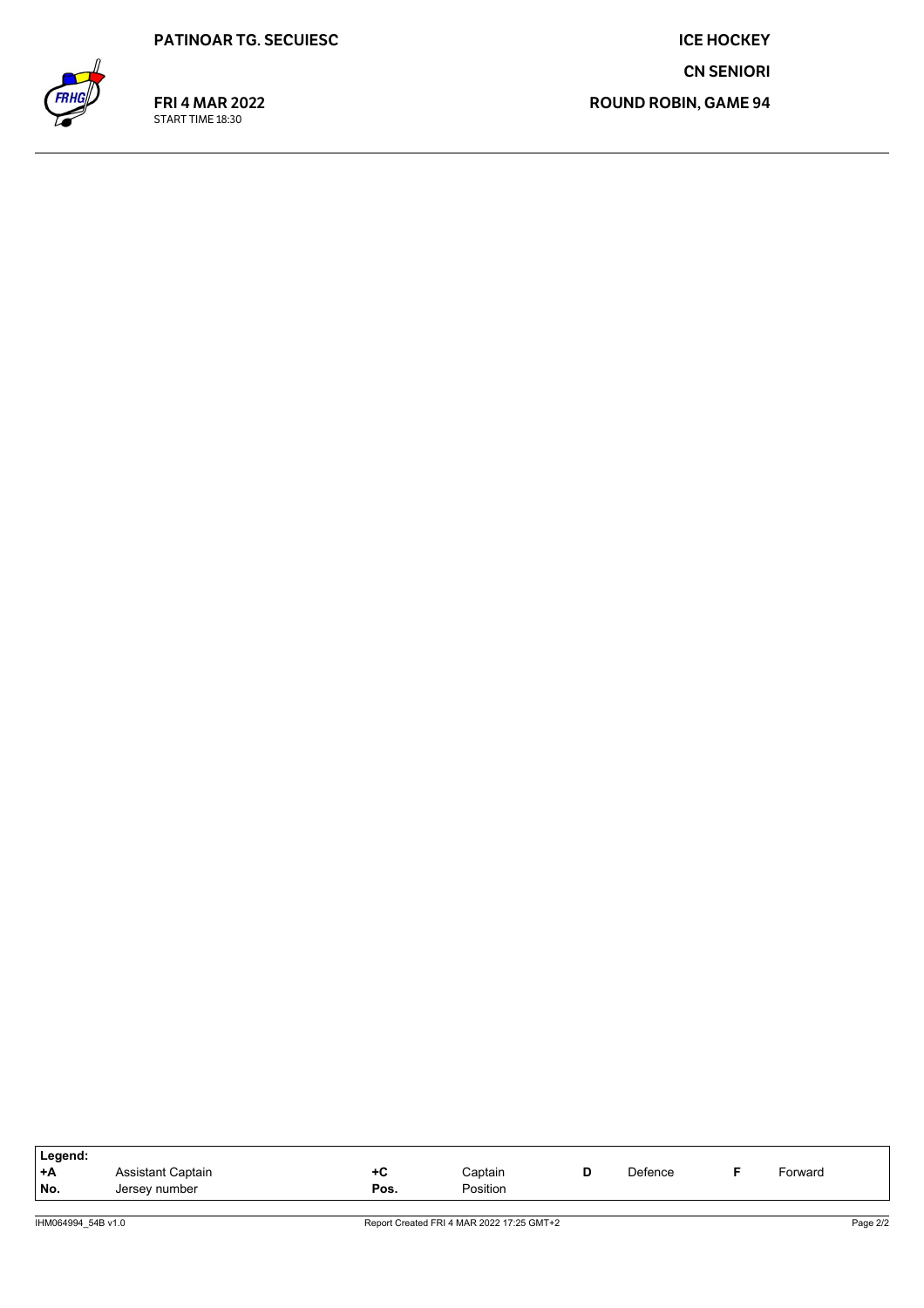**PATINOAR TG. SECUIESC**

**FRI 4 MAR 2022**
START TIME 18:30

**ICE HOCKEY**

**CN SENIORI**

**ROUND ROBIN, GAME 94**

| Legend: | | | | | | | |
|---|---|---|---|---|---|---|---|
| +A | Assistant Captain | +C | Captain | D | Defence | F | Forward |
| No. | Jersey number | Pos. | Position | | | | |

IHM064994_54B v1.0

Report Created FRI 4 MAR 2022 17:25 GMT+2